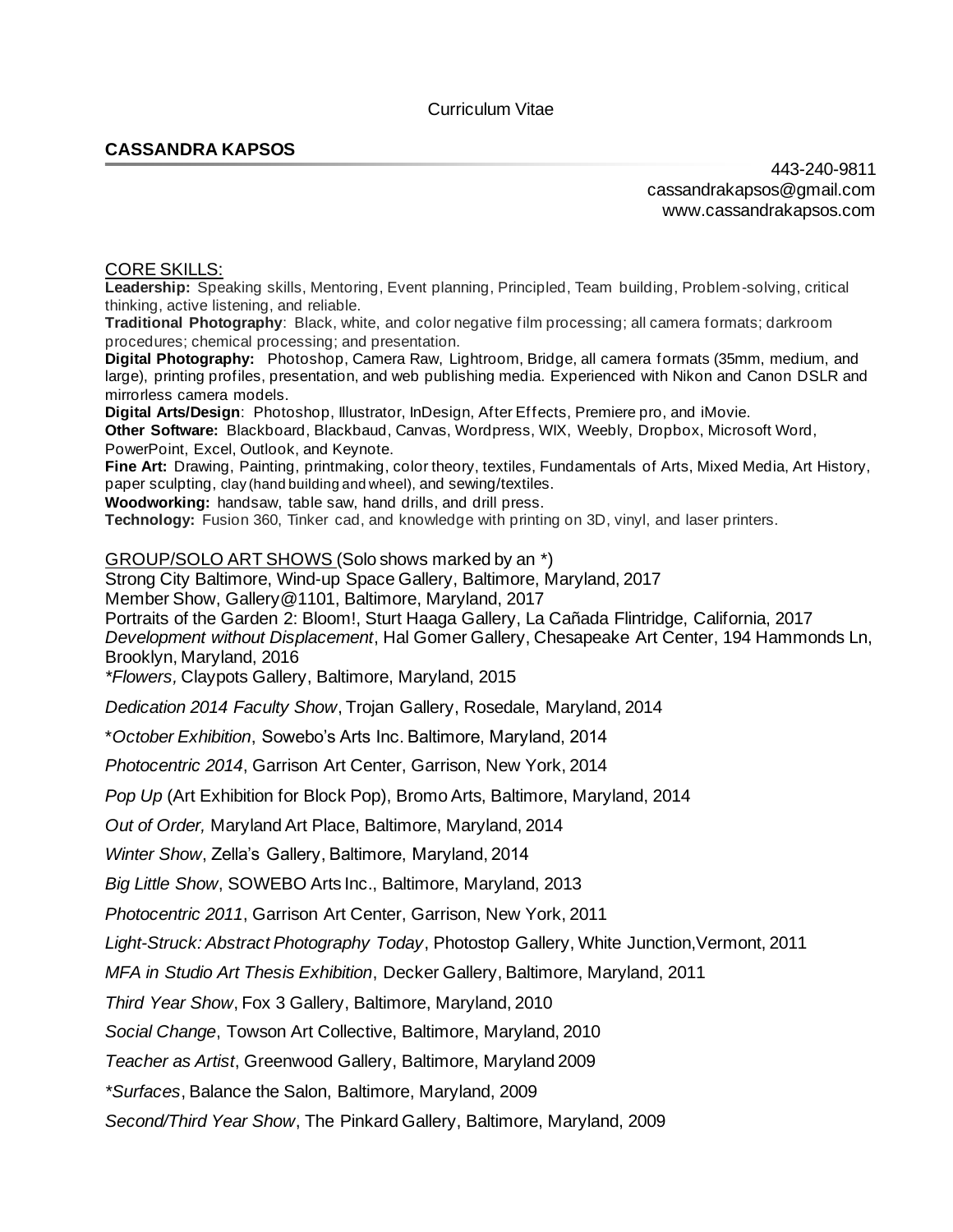Curriculum Vitae

# CASSANDRA KAPSOS

443-240-9811
cassandrakapsos@gmail.com
www.cassandrakapsos.com

## CORE SKILLS:

**Leadership:** Speaking skills, Mentoring, Event planning, Principled, Team building, Problem-solving, critical thinking, active listening, and reliable.

**Traditional Photography**: Black, white, and color negative film processing; all camera formats; darkroom procedures; chemical processing; and presentation.

**Digital Photography:** Photoshop, Camera Raw, Lightroom, Bridge, all camera formats (35mm, medium, and large), printing profiles, presentation, and web publishing media. Experienced with Nikon and Canon DSLR and mirrorless camera models.

**Digital Arts/Design**: Photoshop, Illustrator, InDesign, After Effects, Premiere pro, and iMovie.

**Other Software:** Blackboard, Blackbaud, Canvas, Wordpress, WIX, Weebly, Dropbox, Microsoft Word, PowerPoint, Excel, Outlook, and Keynote.

**Fine Art:** Drawing, Painting, printmaking, color theory, textiles, Fundamentals of Arts, Mixed Media, Art History, paper sculpting, clay (hand building and wheel), and sewing/textiles.

**Woodworking:** handsaw, table saw, hand drills, and drill press.

**Technology:** Fusion 360, Tinker cad, and knowledge with printing on 3D, vinyl, and laser printers.

## GROUP/SOLO ART SHOWS (Solo shows marked by an *)

Strong City Baltimore, Wind-up Space Gallery, Baltimore, Maryland, 2017

Member Show, Gallery@1101, Baltimore, Maryland, 2017

Portraits of the Garden 2: Bloom!, Sturt Haaga Gallery, La Cañada Flintridge, California, 2017

*Development without Displacement*, Hal Gomer Gallery, Chesapeake Art Center, 194 Hammonds Ln, Brooklyn, Maryland, 2016

*\*Flowers,* Claypots Gallery, Baltimore, Maryland, 2015

*Dedication 2014 Faculty Show*, Trojan Gallery, Rosedale, Maryland, 2014

\**October Exhibition*, Sowebo's Arts Inc. Baltimore, Maryland, 2014

*Photocentric 2014*, Garrison Art Center, Garrison, New York, 2014

*Pop Up* (Art Exhibition for Block Pop), Bromo Arts, Baltimore, Maryland, 2014

*Out of Order,* Maryland Art Place, Baltimore, Maryland, 2014

*Winter Show*, Zella's Gallery, Baltimore, Maryland, 2014

*Big Little Show*, SOWEBO Arts Inc., Baltimore, Maryland, 2013

*Photocentric 2011*, Garrison Art Center, Garrison, New York, 2011

*Light-Struck: Abstract Photography Today*, Photostop Gallery, White Junction,Vermont, 2011

*MFA in Studio Art Thesis Exhibition*, Decker Gallery, Baltimore, Maryland, 2011

*Third Year Show*, Fox 3 Gallery, Baltimore, Maryland, 2010

*Social Change*, Towson Art Collective, Baltimore, Maryland, 2010

*Teacher as Artist*, Greenwood Gallery, Baltimore, Maryland 2009

*\*Surfaces*, Balance the Salon, Baltimore, Maryland, 2009

*Second/Third Year Show*, The Pinkard Gallery, Baltimore, Maryland, 2009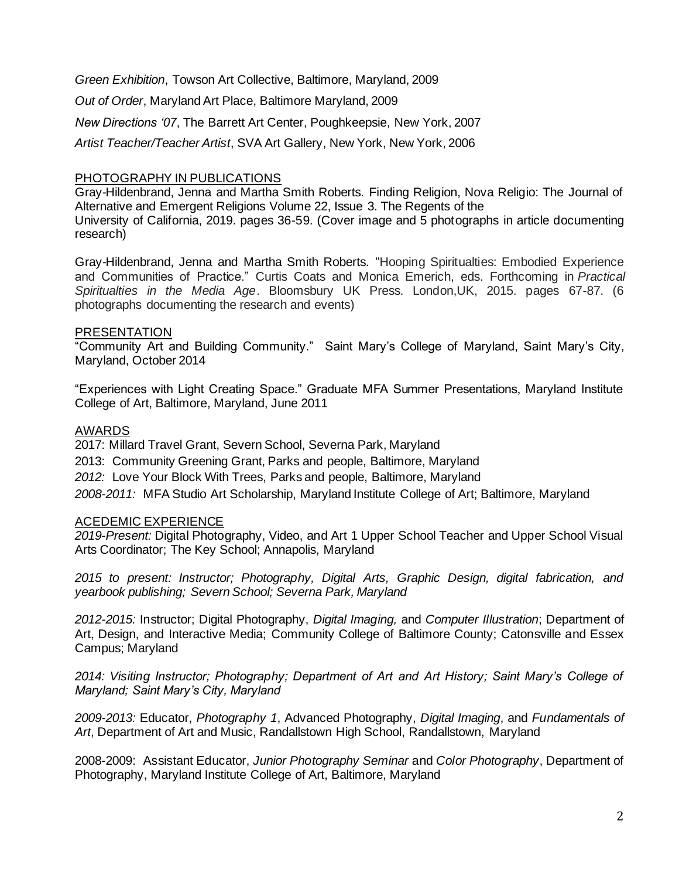*Green Exhibition*, Towson Art Collective, Baltimore, Maryland, 2009

*Out of Order*, Maryland Art Place, Baltimore Maryland, 2009

*New Directions '07*, The Barrett Art Center, Poughkeepsie, New York, 2007

*Artist Teacher/Teacher Artist*, SVA Art Gallery, New York, New York, 2006

## PHOTOGRAPHY IN PUBLICATIONS

Gray-Hildenbrand, Jenna and Martha Smith Roberts. Finding Religion, Nova Religio: The Journal of Alternative and Emergent Religions Volume 22, Issue 3. The Regents of the University of California, 2019. pages 36-59. (Cover image and 5 photographs in article documenting research)

Gray-Hildenbrand, Jenna and Martha Smith Roberts. "Hooping Spiritualties: Embodied Experience and Communities of Practice." Curtis Coats and Monica Emerich, eds. Forthcoming in *Practical Spiritualties in the Media Age*. Bloomsbury UK Press. London,UK, 2015. pages 67-87. (6 photographs documenting the research and events)

## PRESENTATION

"Community Art and Building Community." Saint Mary's College of Maryland, Saint Mary's City, Maryland, October 2014

"Experiences with Light Creating Space." Graduate MFA Summer Presentations, Maryland Institute College of Art, Baltimore, Maryland, June 2011

## AWARDS

2017: Millard Travel Grant, Severn School, Severna Park, Maryland

2013: Community Greening Grant, Parks and people, Baltimore, Maryland

*2012:* Love Your Block With Trees, Parks and people, Baltimore, Maryland

*2008-2011:* MFA Studio Art Scholarship, Maryland Institute College of Art; Baltimore, Maryland

## ACEDEMIC EXPERIENCE

*2019-Present:* Digital Photography, Video, and Art 1 Upper School Teacher and Upper School Visual Arts Coordinator; The Key School; Annapolis, Maryland

*2015 to present: Instructor; Photography, Digital Arts, Graphic Design, digital fabrication, and yearbook publishing; Severn School; Severna Park, Maryland*

*2012-2015:* Instructor; Digital Photography, *Digital Imaging,* and *Computer Illustration*; Department of Art, Design, and Interactive Media; Community College of Baltimore County; Catonsville and Essex Campus; Maryland

*2014: Visiting Instructor; Photography; Department of Art and Art History; Saint Mary's College of Maryland; Saint Mary's City, Maryland*

*2009-2013:* Educator, *Photography 1*, Advanced Photography, *Digital Imaging*, and *Fundamentals of Art*, Department of Art and Music, Randallstown High School, Randallstown, Maryland

2008-2009: Assistant Educator, *Junior Photography Seminar* and *Color Photography*, Department of Photography, Maryland Institute College of Art, Baltimore, Maryland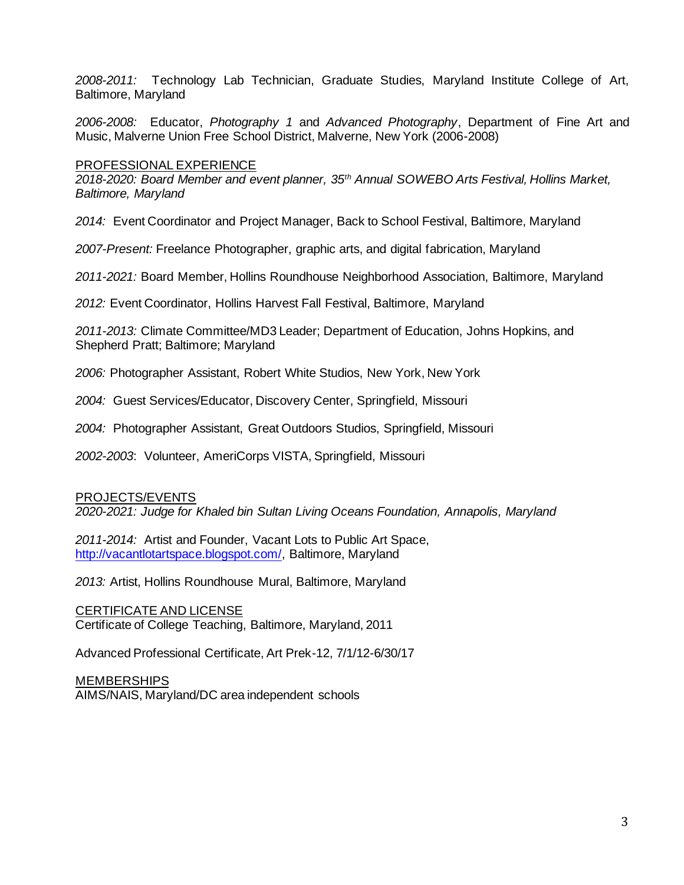*2008-2011:* Technology Lab Technician, Graduate Studies, Maryland Institute College of Art, Baltimore, Maryland

*2006-2008:* Educator, *Photography 1* and *Advanced Photography*, Department of Fine Art and Music, Malverne Union Free School District, Malverne, New York (2006-2008)

PROFESSIONAL EXPERIENCE

*2018-2020: Board Member and event planner, 35th Annual SOWEBO Arts Festival, Hollins Market, Baltimore, Maryland*

*2014:* Event Coordinator and Project Manager, Back to School Festival, Baltimore, Maryland

*2007-Present:* Freelance Photographer, graphic arts, and digital fabrication, Maryland

*2011-2021:* Board Member, Hollins Roundhouse Neighborhood Association, Baltimore, Maryland

*2012:* Event Coordinator, Hollins Harvest Fall Festival, Baltimore, Maryland

*2011-2013:* Climate Committee/MD3 Leader; Department of Education, Johns Hopkins, and Shepherd Pratt; Baltimore; Maryland

*2006:* Photographer Assistant, Robert White Studios, New York, New York

*2004:* Guest Services/Educator, Discovery Center, Springfield, Missouri

*2004:* Photographer Assistant, Great Outdoors Studios, Springfield, Missouri

*2002-2003*: Volunteer, AmeriCorps VISTA, Springfield, Missouri

PROJECTS/EVENTS

*2020-2021: Judge for Khaled bin Sultan Living Oceans Foundation, Annapolis, Maryland*

*2011-2014:* Artist and Founder, Vacant Lots to Public Art Space, http://vacantlotartspace.blogspot.com/, Baltimore, Maryland

*2013:* Artist, Hollins Roundhouse Mural, Baltimore, Maryland

CERTIFICATE AND LICENSE

Certificate of College Teaching, Baltimore, Maryland, 2011

Advanced Professional Certificate, Art Prek-12, 7/1/12-6/30/17

MEMBERSHIPS

AIMS/NAIS, Maryland/DC area independent schools